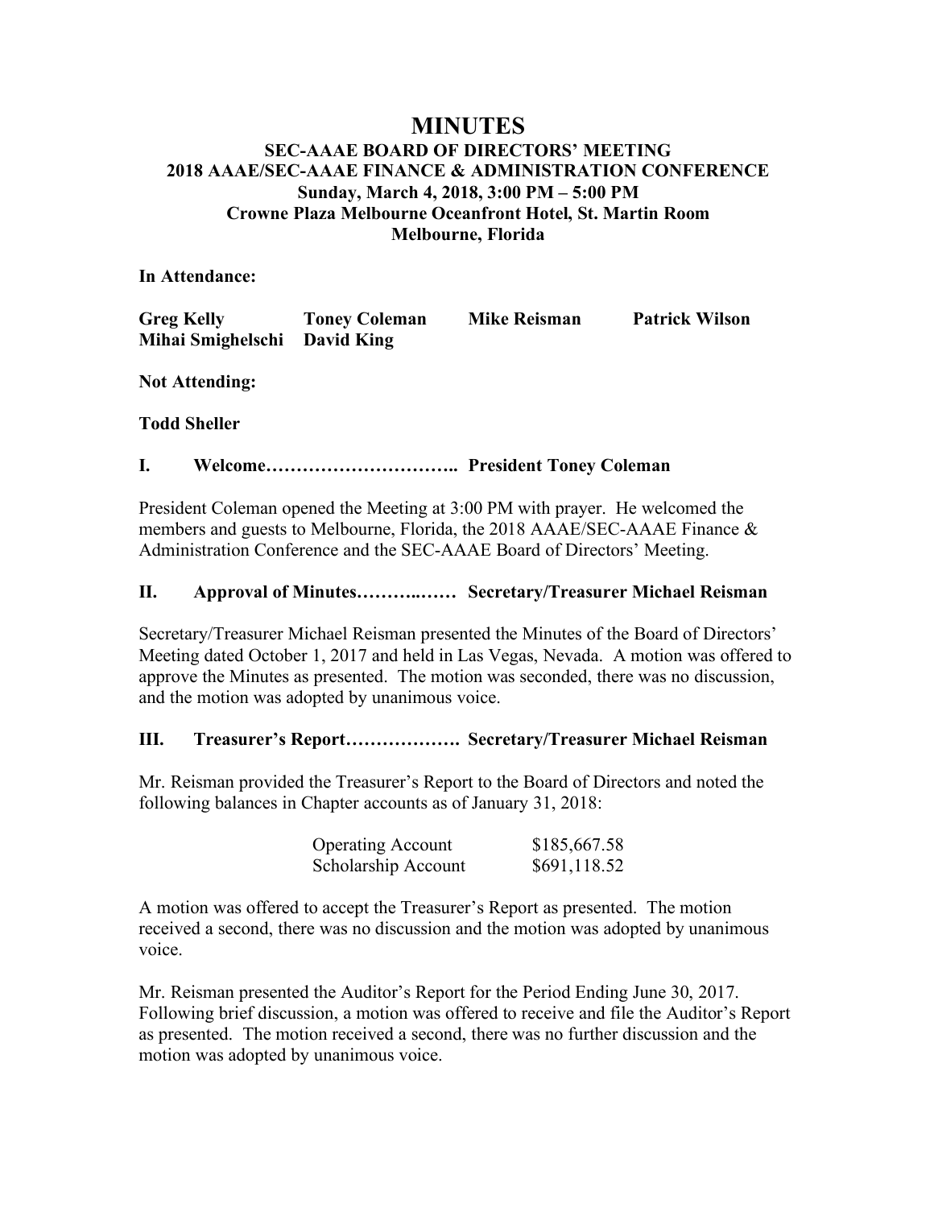# MINUTES

## SEC-AAAE BOARD OF DIRECTORS' MEETING
## 2018 AAAE/SEC-AAAE FINANCE & ADMINISTRATION CONFERENCE
## Sunday, March 4, 2018, 3:00 PM – 5:00 PM
## Crowne Plaza Melbourne Oceanfront Hotel, St. Martin Room
## Melbourne, Florida

**In Attendance:**

| | | | |
|---|---|---|---|
| **Greg Kelly** | **Toney Coleman** | **Mike Reisman** | **Patrick Wilson** |
| **Mihai Smighelschi** | **David King** | | |

**Not Attending:**

**Todd Sheller**

### I. Welcome………………………….. President Toney Coleman

President Coleman opened the Meeting at 3:00 PM with prayer. He welcomed the members and guests to Melbourne, Florida, the 2018 AAAE/SEC-AAAE Finance & Administration Conference and the SEC-AAAE Board of Directors' Meeting.

### II. Approval of Minutes………..…… Secretary/Treasurer Michael Reisman

Secretary/Treasurer Michael Reisman presented the Minutes of the Board of Directors' Meeting dated October 1, 2017 and held in Las Vegas, Nevada. A motion was offered to approve the Minutes as presented. The motion was seconded, there was no discussion, and the motion was adopted by unanimous voice.

### III. Treasurer's Report………………. Secretary/Treasurer Michael Reisman

Mr. Reisman provided the Treasurer's Report to the Board of Directors and noted the following balances in Chapter accounts as of January 31, 2018:

| | |
|---|---|
| Operating Account | $185,667.58 |
| Scholarship Account | $691,118.52 |

A motion was offered to accept the Treasurer's Report as presented. The motion received a second, there was no discussion and the motion was adopted by unanimous voice.

Mr. Reisman presented the Auditor's Report for the Period Ending June 30, 2017. Following brief discussion, a motion was offered to receive and file the Auditor's Report as presented. The motion received a second, there was no further discussion and the motion was adopted by unanimous voice.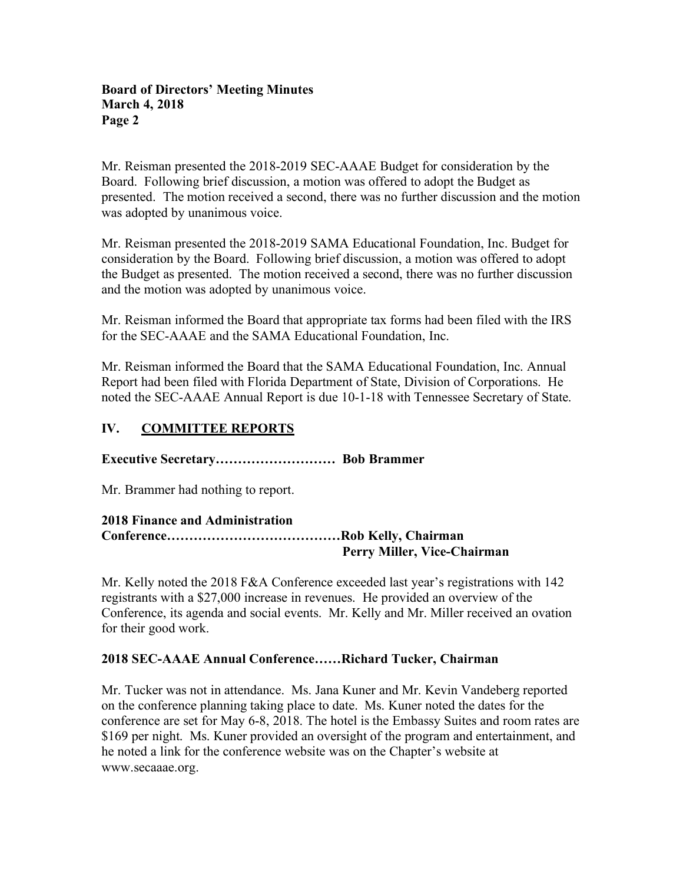Mr. Reisman presented the 2018-2019 SEC-AAAE Budget for consideration by the Board. Following brief discussion, a motion was offered to adopt the Budget as presented. The motion received a second, there was no further discussion and the motion was adopted by unanimous voice.

Mr. Reisman presented the 2018-2019 SAMA Educational Foundation, Inc. Budget for consideration by the Board. Following brief discussion, a motion was offered to adopt the Budget as presented. The motion received a second, there was no further discussion and the motion was adopted by unanimous voice.

Mr. Reisman informed the Board that appropriate tax forms had been filed with the IRS for the SEC-AAAE and the SAMA Educational Foundation, Inc.

Mr. Reisman informed the Board that the SAMA Educational Foundation, Inc. Annual Report had been filed with Florida Department of State, Division of Corporations. He noted the SEC-AAAE Annual Report is due 10-1-18 with Tennessee Secretary of State.

## IV. COMMITTEE REPORTS

**Executive Secretary……………………… Bob Brammer**

Mr. Brammer had nothing to report.

**2018 Finance and Administration Conference…………………………………Rob Kelly, Chairman**
**Perry Miller, Vice-Chairman**

Mr. Kelly noted the 2018 F&A Conference exceeded last year's registrations with 142 registrants with a $27,000 increase in revenues. He provided an overview of the Conference, its agenda and social events. Mr. Kelly and Mr. Miller received an ovation for their good work.

**2018 SEC-AAAE Annual Conference……Richard Tucker, Chairman**

Mr. Tucker was not in attendance. Ms. Jana Kuner and Mr. Kevin Vandeberg reported on the conference planning taking place to date. Ms. Kuner noted the dates for the conference are set for May 6-8, 2018. The hotel is the Embassy Suites and room rates are $169 per night. Ms. Kuner provided an oversight of the program and entertainment, and he noted a link for the conference website was on the Chapter's website at www.secaaae.org.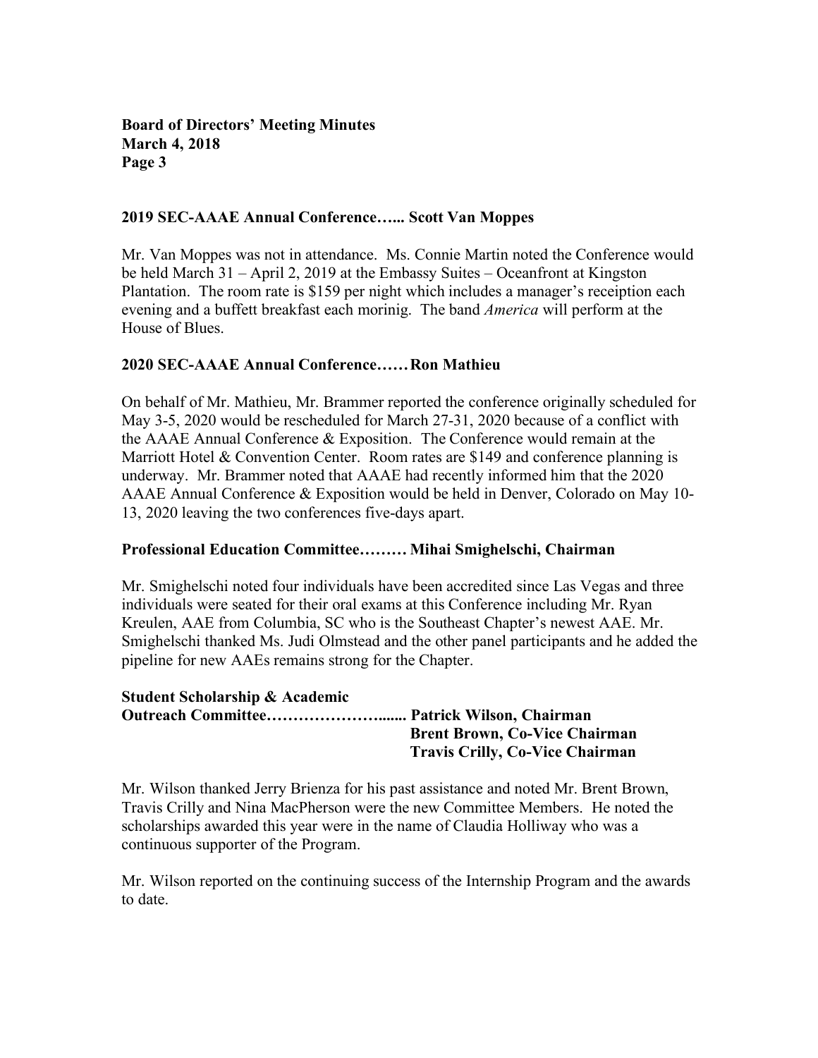**2019 SEC-AAAE Annual Conference…... Scott Van Moppes**

Mr. Van Moppes was not in attendance. Ms. Connie Martin noted the Conference would be held March 31 – April 2, 2019 at the Embassy Suites – Oceanfront at Kingston Plantation. The room rate is $159 per night which includes a manager's receiption each evening and a buffett breakfast each morinig. The band *America* will perform at the House of Blues.

**2020 SEC-AAAE Annual Conference…… Ron Mathieu**

On behalf of Mr. Mathieu, Mr. Brammer reported the conference originally scheduled for May 3-5, 2020 would be rescheduled for March 27-31, 2020 because of a conflict with the AAAE Annual Conference & Exposition. The Conference would remain at the Marriott Hotel & Convention Center. Room rates are $149 and conference planning is underway. Mr. Brammer noted that AAAE had recently informed him that the 2020 AAAE Annual Conference & Exposition would be held in Denver, Colorado on May 10-13, 2020 leaving the two conferences five-days apart.

**Professional Education Committee……… Mihai Smighelschi, Chairman**

Mr. Smighelschi noted four individuals have been accredited since Las Vegas and three individuals were seated for their oral exams at this Conference including Mr. Ryan Kreulen, AAE from Columbia, SC who is the Southeast Chapter's newest AAE. Mr. Smighelschi thanked Ms. Judi Olmstead and the other panel participants and he added the pipeline for new AAEs remains strong for the Chapter.

**Student Scholarship & Academic Outreach Committee…………………....... Patrick Wilson, Chairman**
**Brent Brown, Co-Vice Chairman**
**Travis Crilly, Co-Vice Chairman**

Mr. Wilson thanked Jerry Brienza for his past assistance and noted Mr. Brent Brown, Travis Crilly and Nina MacPherson were the new Committee Members. He noted the scholarships awarded this year were in the name of Claudia Holliway who was a continuous supporter of the Program.

Mr. Wilson reported on the continuing success of the Internship Program and the awards to date.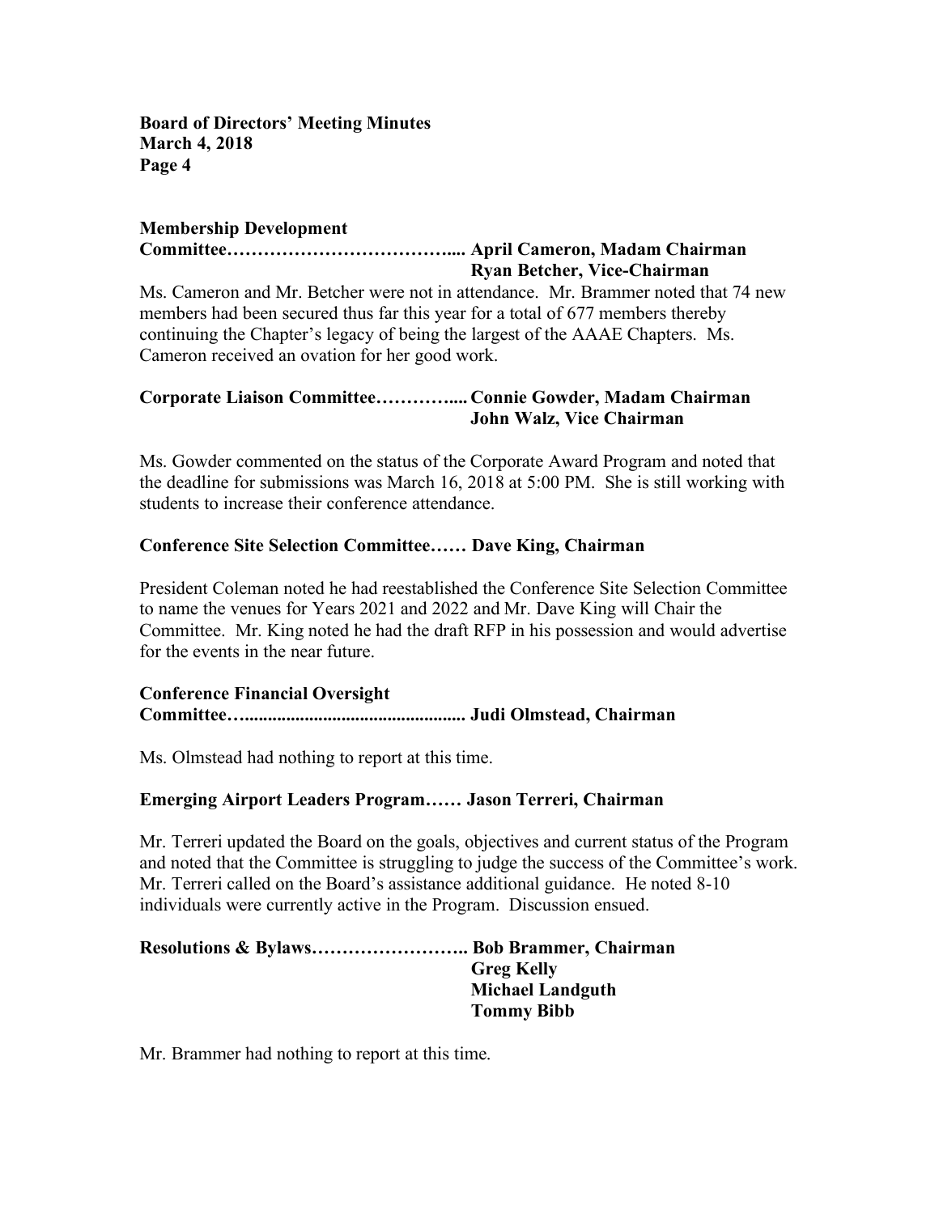**Membership Development Committee………………………………... April Cameron, Madam Chairman**
**Ryan Betcher, Vice-Chairman**

Ms. Cameron and Mr. Betcher were not in attendance. Mr. Brammer noted that 74 new members had been secured thus far this year for a total of 677 members thereby continuing the Chapter's legacy of being the largest of the AAAE Chapters. Ms. Cameron received an ovation for her good work.

**Corporate Liaison Committee…………... Connie Gowder, Madam Chairman**
**John Walz, Vice Chairman**

Ms. Gowder commented on the status of the Corporate Award Program and noted that the deadline for submissions was March 16, 2018 at 5:00 PM. She is still working with students to increase their conference attendance.

**Conference Site Selection Committee…… Dave King, Chairman**

President Coleman noted he had reestablished the Conference Site Selection Committee to name the venues for Years 2021 and 2022 and Mr. Dave King will Chair the Committee. Mr. King noted he had the draft RFP in his possession and would advertise for the events in the near future.

**Conference Financial Oversight Committee…............................................. Judi Olmstead, Chairman**

Ms. Olmstead had nothing to report at this time.

**Emerging Airport Leaders Program…… Jason Terreri, Chairman**

Mr. Terreri updated the Board on the goals, objectives and current status of the Program and noted that the Committee is struggling to judge the success of the Committee's work. Mr. Terreri called on the Board's assistance additional guidance. He noted 8-10 individuals were currently active in the Program. Discussion ensued.

**Resolutions & Bylaws…………………….. Bob Brammer, Chairman**
**Greg Kelly**
**Michael Landguth**
**Tommy Bibb**

Mr. Brammer had nothing to report at this time.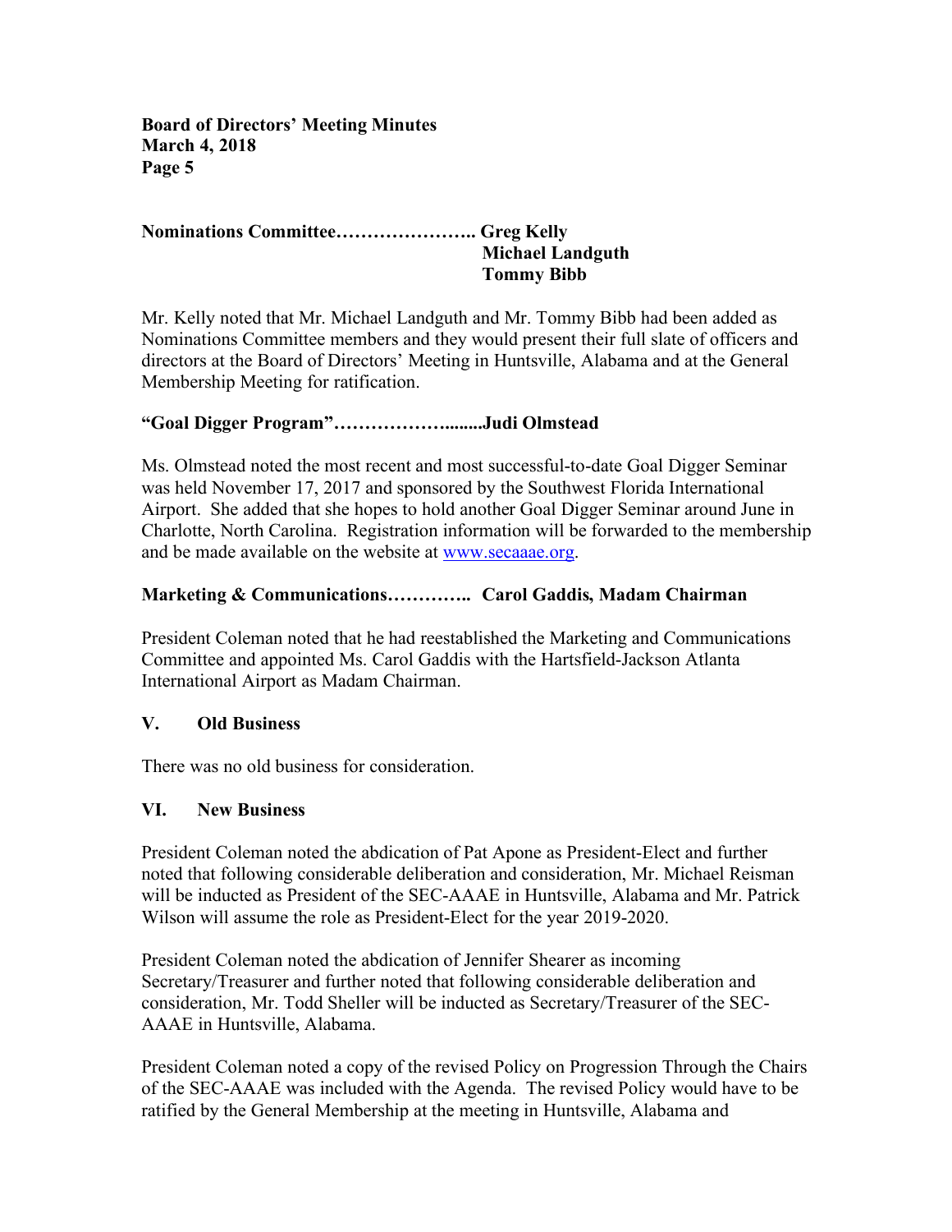**Nominations Committee………………….. Greg Kelly**
**Michael Landguth**
**Tommy Bibb**

Mr. Kelly noted that Mr. Michael Landguth and Mr. Tommy Bibb had been added as Nominations Committee members and they would present their full slate of officers and directors at the Board of Directors' Meeting in Huntsville, Alabama and at the General Membership Meeting for ratification.

**"Goal Digger Program"………………........Judi Olmstead**

Ms. Olmstead noted the most recent and most successful-to-date Goal Digger Seminar was held November 17, 2017 and sponsored by the Southwest Florida International Airport. She added that she hopes to hold another Goal Digger Seminar around June in Charlotte, North Carolina. Registration information will be forwarded to the membership and be made available on the website at www.secaaae.org.

**Marketing & Communications………….. Carol Gaddis, Madam Chairman**

President Coleman noted that he had reestablished the Marketing and Communications Committee and appointed Ms. Carol Gaddis with the Hartsfield-Jackson Atlanta International Airport as Madam Chairman.

## V. Old Business

There was no old business for consideration.

## VI. New Business

President Coleman noted the abdication of Pat Apone as President-Elect and further noted that following considerable deliberation and consideration, Mr. Michael Reisman will be inducted as President of the SEC-AAAE in Huntsville, Alabama and Mr. Patrick Wilson will assume the role as President-Elect for the year 2019-2020.

President Coleman noted the abdication of Jennifer Shearer as incoming Secretary/Treasurer and further noted that following considerable deliberation and consideration, Mr. Todd Sheller will be inducted as Secretary/Treasurer of the SEC-AAAE in Huntsville, Alabama.

President Coleman noted a copy of the revised Policy on Progression Through the Chairs of the SEC-AAAE was included with the Agenda. The revised Policy would have to be ratified by the General Membership at the meeting in Huntsville, Alabama and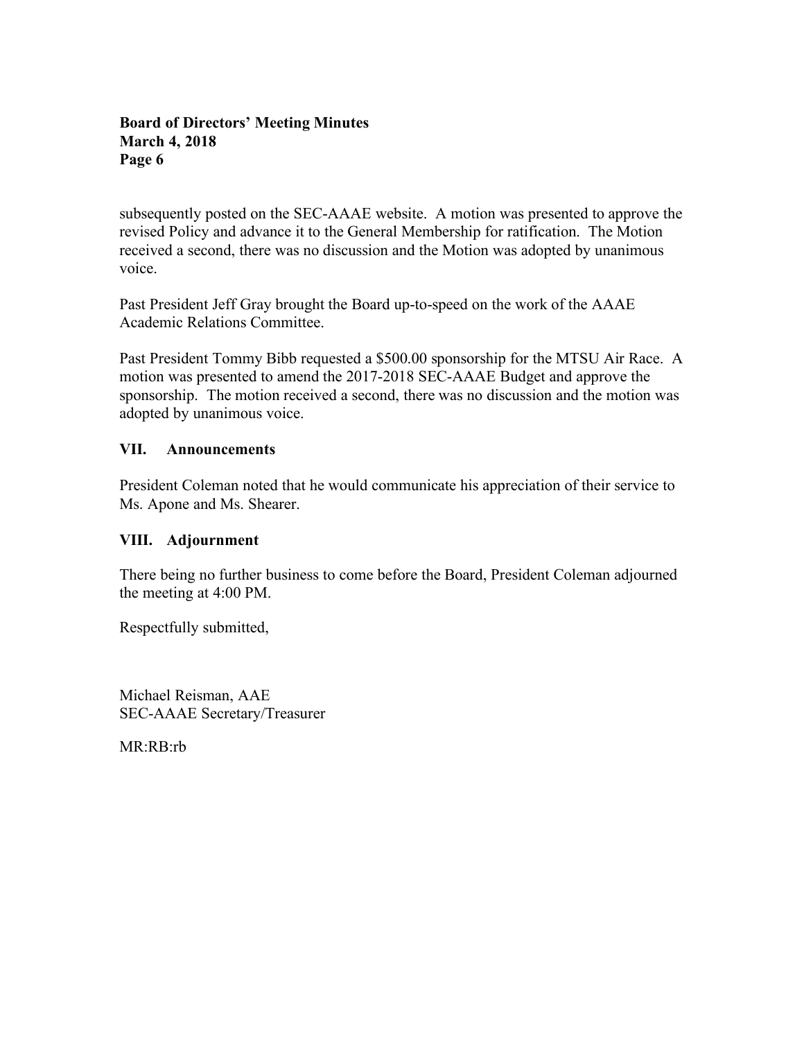subsequently posted on the SEC-AAAE website. A motion was presented to approve the revised Policy and advance it to the General Membership for ratification. The Motion received a second, there was no discussion and the Motion was adopted by unanimous voice.

Past President Jeff Gray brought the Board up-to-speed on the work of the AAAE Academic Relations Committee.

Past President Tommy Bibb requested a $500.00 sponsorship for the MTSU Air Race. A motion was presented to amend the 2017-2018 SEC-AAAE Budget and approve the sponsorship. The motion received a second, there was no discussion and the motion was adopted by unanimous voice.

## VII. Announcements

President Coleman noted that he would communicate his appreciation of their service to Ms. Apone and Ms. Shearer.

## VIII. Adjournment

There being no further business to come before the Board, President Coleman adjourned the meeting at 4:00 PM.

Respectfully submitted,

Michael Reisman, AAE
SEC-AAAE Secretary/Treasurer

MR:RB:rb